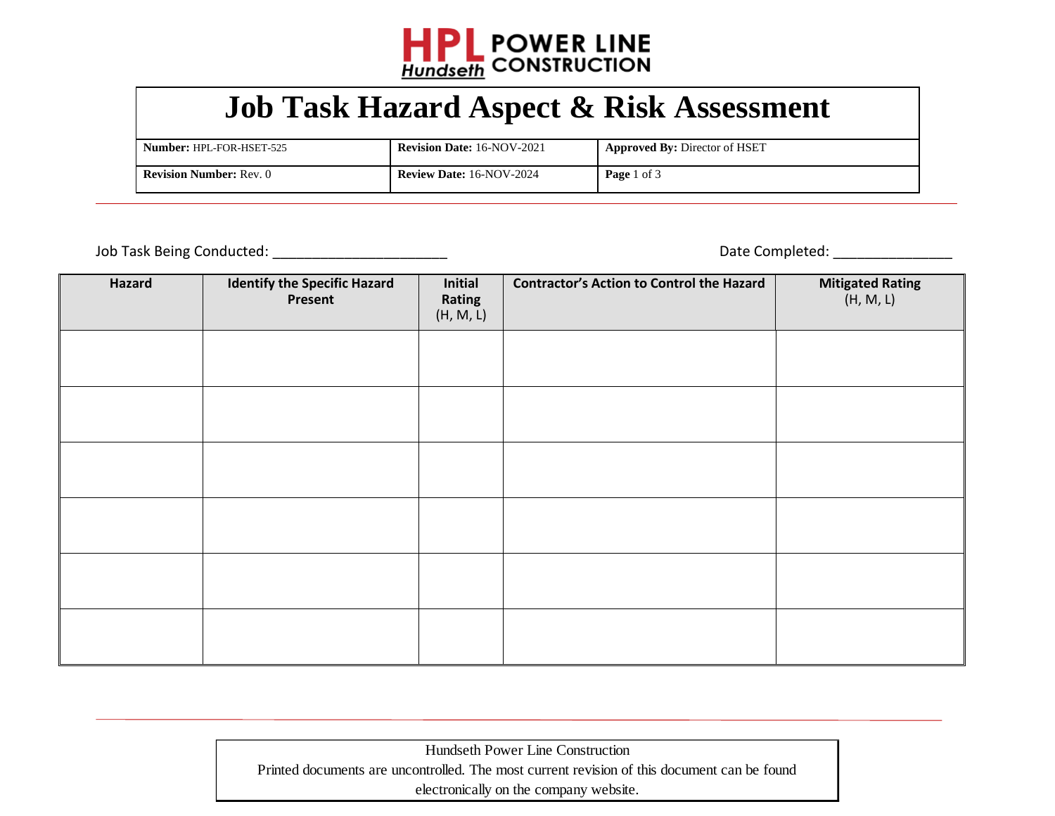HPL POWER LINE CONSTRUCTION
Hundseth

# Job Task Hazard Aspect & Risk Assessment

| **Number:** HPL-FOR-HSET-525 | **Revision Date:** 16-NOV-2021 | **Approved By:** Director of HSET |
|---|---|---|
| **Revision Number:** Rev. 0 | **Review Date:** 16-NOV-2024 | **Page** 1 of 3 |

Job Task Being Conducted: ______________________ Date Completed: _______________

| **Hazard** | **Identify the Specific Hazard Present** | **Initial Rating** (H, M, L) | **Contractor's Action to Control the Hazard** | **Mitigated Rating** (H, M, L) |
|---|---|---|---|---|
| | | | | |
| | | | | |
| | | | | |
| | | | | |
| | | | | |
| | | | | |

Hundseth Power Line Construction
Printed documents are uncontrolled. The most current revision of this document can be found electronically on the company website.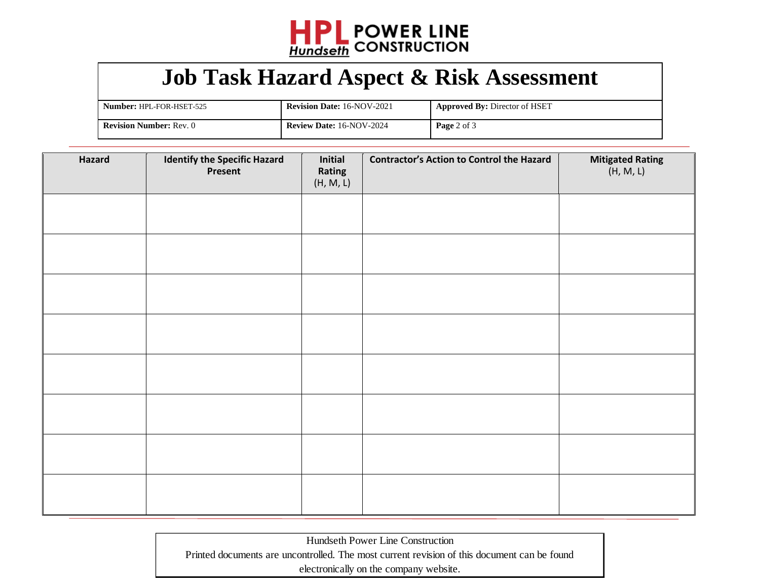# Job Task Hazard Aspect & Risk Assessment

| **Number:** HPL-FOR-HSET-525 | **Revision Date:** 16-NOV-2021 | **Approved By:** Director of HSET |
|---|---|---|
| **Revision Number:** Rev. 0 | **Review Date:** 16-NOV-2024 | **Page** 2 of 3 |

| **Hazard** | **Identify the Specific Hazard Present** | **Initial Rating** (H, M, L) | **Contractor's Action to Control the Hazard** | **Mitigated Rating** (H, M, L) |
|---|---|---|---|---|
| | | | | |
| | | | | |
| | | | | |
| | | | | |
| | | | | |
| | | | | |
| | | | | |
| | | | | |

Hundseth Power Line Construction
Printed documents are uncontrolled. The most current revision of this document can be found electronically on the company website.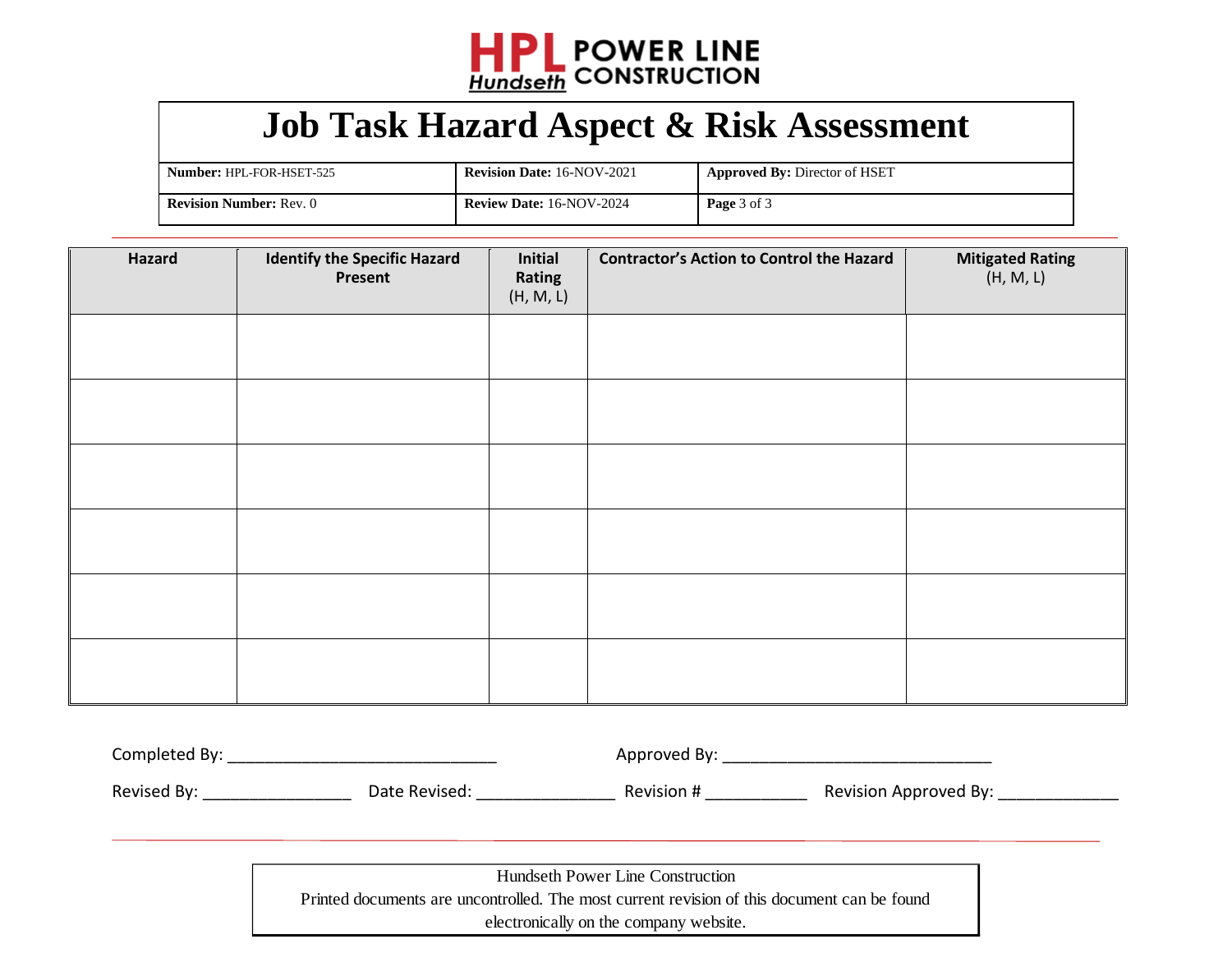# Job Task Hazard Aspect & Risk Assessment

| **Number:** HPL-FOR-HSET-525 | **Revision Date:** 16-NOV-2021 | **Approved By:** Director of HSET |
|---|---|---|
| **Revision Number:** Rev. 0 | **Review Date:** 16-NOV-2024 | **Page** 3 of 3 |

| **Hazard** | **Identify the Specific Hazard Present** | **Initial Rating** (H, M, L) | **Contractor's Action to Control the Hazard** | **Mitigated Rating** (H, M, L) |
|---|---|---|---|---|
| | | | | |
| | | | | |
| | | | | |
| | | | | |
| | | | | |
| | | | | |

Completed By: ______________________________ Approved By: ______________________________

Revised By: ________________ Date Revised: _______________ Revision # ___________ Revision Approved By: _____________

Hundseth Power Line Construction
Printed documents are uncontrolled. The most current revision of this document can be found electronically on the company website.